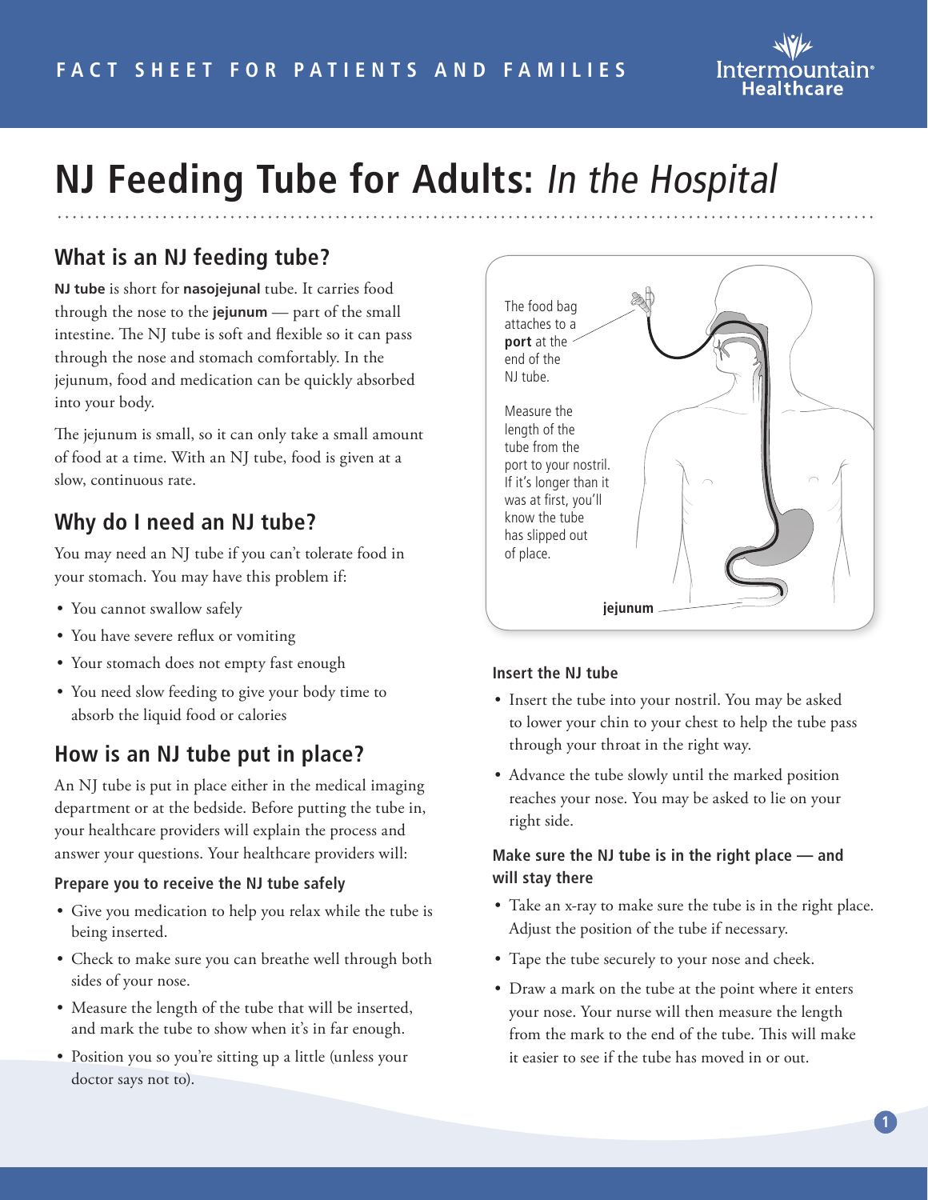FACT SHEET FOR PATIENTS AND FAMILIES

# NJ Feeding Tube for Adults: *In the Hospital*

## What is an NJ feeding tube?

**NJ tube** is short for **nasojejunal** tube. It carries food through the nose to the **jejunum** — part of the small intestine. The NJ tube is soft and flexible so it can pass through the nose and stomach comfortably. In the jejunum, food and medication can be quickly absorbed into your body.

The jejunum is small, so it can only take a small amount of food at a time. With an NJ tube, food is given at a slow, continuous rate.

## Why do I need an NJ tube?

You may need an NJ tube if you can't tolerate food in your stomach. You may have this problem if:

- You cannot swallow safely
- You have severe reflux or vomiting
- Your stomach does not empty fast enough
- You need slow feeding to give your body time to absorb the liquid food or calories

## How is an NJ tube put in place?

An NJ tube is put in place either in the medical imaging department or at the bedside. Before putting the tube in, your healthcare providers will explain the process and answer your questions. Your healthcare providers will:

### Prepare you to receive the NJ tube safely

- Give you medication to help you relax while the tube is being inserted.
- Check to make sure you can breathe well through both sides of your nose.
- Measure the length of the tube that will be inserted, and mark the tube to show when it's in far enough.
- Position you so you're sitting up a little (unless your doctor says not to).

The food bag attaches to a **port** at the end of the NJ tube.

Measure the length of the tube from the port to your nostril. If it's longer than it was at first, you'll know the tube has slipped out of place.

**jejunum**

### Insert the NJ tube

- Insert the tube into your nostril. You may be asked to lower your chin to your chest to help the tube pass through your throat in the right way.
- Advance the tube slowly until the marked position reaches your nose. You may be asked to lie on your right side.

### Make sure the NJ tube is in the right place — and will stay there

- Take an x-ray to make sure the tube is in the right place. Adjust the position of the tube if necessary.
- Tape the tube securely to your nose and cheek.
- Draw a mark on the tube at the point where it enters your nose. Your nurse will then measure the length from the mark to the end of the tube. This will make it easier to see if the tube has moved in or out.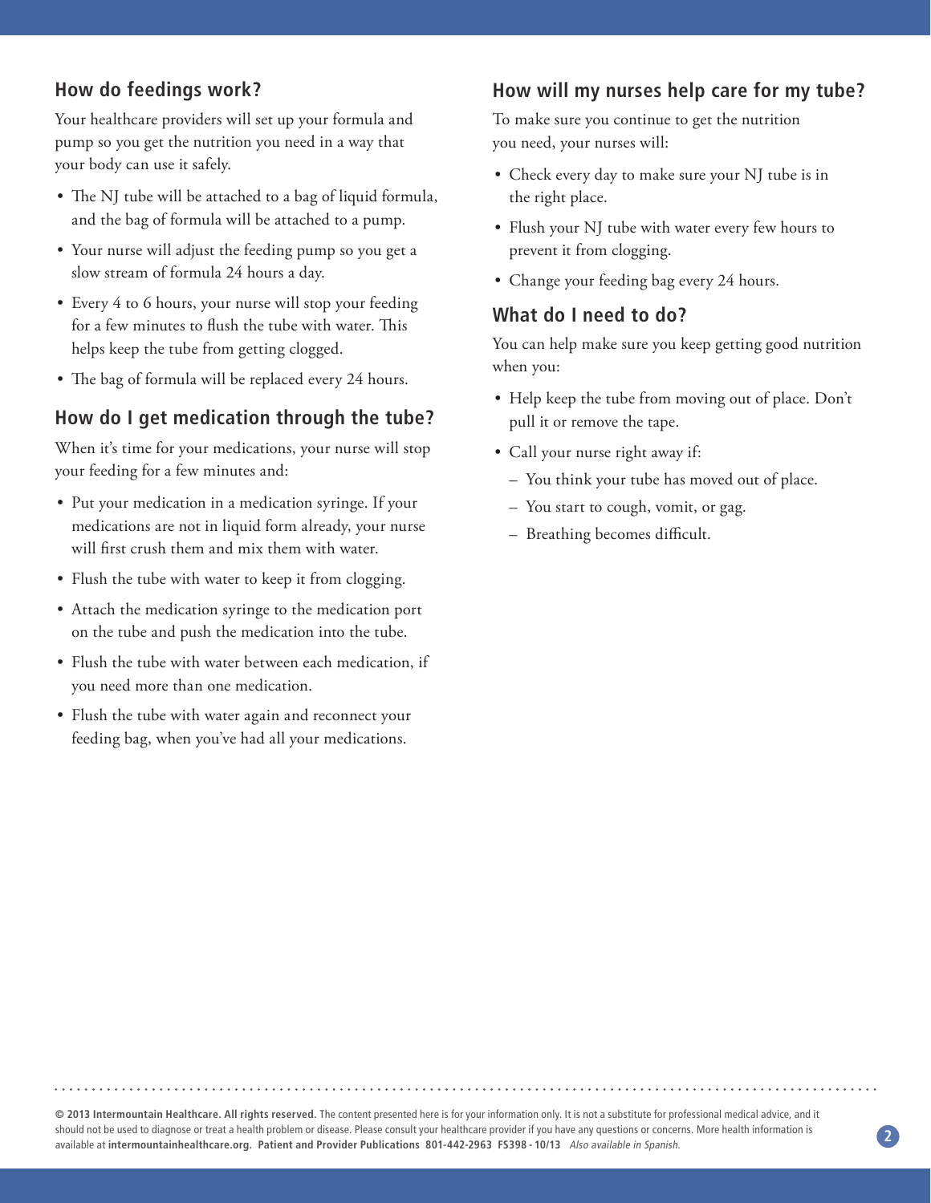## How do feedings work?

Your healthcare providers will set up your formula and pump so you get the nutrition you need in a way that your body can use it safely.

- The NJ tube will be attached to a bag of liquid formula, and the bag of formula will be attached to a pump.
- Your nurse will adjust the feeding pump so you get a slow stream of formula 24 hours a day.
- Every 4 to 6 hours, your nurse will stop your feeding for a few minutes to flush the tube with water. This helps keep the tube from getting clogged.
- The bag of formula will be replaced every 24 hours.

## How do I get medication through the tube?

When it's time for your medications, your nurse will stop your feeding for a few minutes and:

- Put your medication in a medication syringe. If your medications are not in liquid form already, your nurse will first crush them and mix them with water.
- Flush the tube with water to keep it from clogging.
- Attach the medication syringe to the medication port on the tube and push the medication into the tube.
- Flush the tube with water between each medication, if you need more than one medication.
- Flush the tube with water again and reconnect your feeding bag, when you've had all your medications.

## How will my nurses help care for my tube?

To make sure you continue to get the nutrition you need, your nurses will:

- Check every day to make sure your NJ tube is in the right place.
- Flush your NJ tube with water every few hours to prevent it from clogging.
- Change your feeding bag every 24 hours.

## What do I need to do?

You can help make sure you keep getting good nutrition when you:

- Help keep the tube from moving out of place. Don't pull it or remove the tape.
- Call your nurse right away if:
  - You think your tube has moved out of place.
  - You start to cough, vomit, or gag.
  - Breathing becomes difficult.

**© 2013 Intermountain Healthcare. All rights reserved.** The content presented here is for your information only. It is not a substitute for professional medical advice, and it should not be used to diagnose or treat a health problem or disease. Please consult your healthcare provider if you have any questions or concerns. More health information is available at **intermountainhealthcare.org. Patient and Provider Publications 801-442-2963 FS398 - 10/13** *Also available in Spanish.*